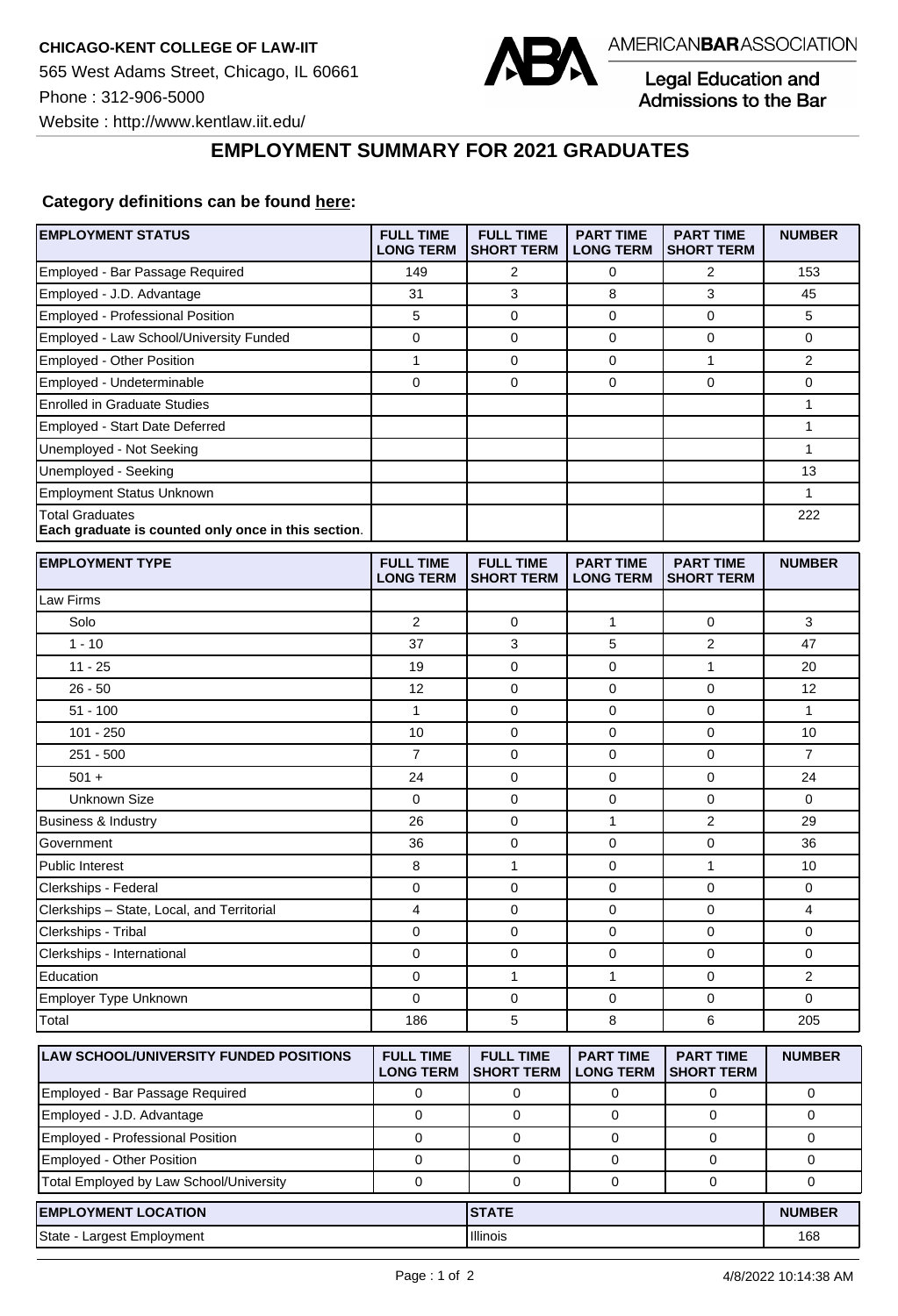**CHICAGO-KENT COLLEGE OF LAW-IIT**

565 West Adams Street, Chicago, IL 60661

Phone : 312-906-5000

Website : http://www.kentlaw.iit.edu/

AMERICAN**BAR**ASSOCIATION

Legal Education and Admissions to the Bar

## EMPLOYMENT SUMMARY FOR 2021 GRADUATES

**Category definitions can be found here:**

| EMPLOYMENT STATUS | FULL TIME LONG TERM | FULL TIME SHORT TERM | PART TIME LONG TERM | PART TIME SHORT TERM | NUMBER |
|---|---|---|---|---|---|
| Employed - Bar Passage Required | 149 | 2 | 0 | 2 | 153 |
| Employed - J.D. Advantage | 31 | 3 | 8 | 3 | 45 |
| Employed - Professional Position | 5 | 0 | 0 | 0 | 5 |
| Employed - Law School/University Funded | 0 | 0 | 0 | 0 | 0 |
| Employed - Other Position | 1 | 0 | 0 | 1 | 2 |
| Employed - Undeterminable | 0 | 0 | 0 | 0 | 0 |
| Enrolled in Graduate Studies | | | | | 1 |
| Employed - Start Date Deferred | | | | | 1 |
| Unemployed - Not Seeking | | | | | 1 |
| Unemployed - Seeking | | | | | 13 |
| Employment Status Unknown | | | | | 1 |
| Total Graduates<br>**Each graduate is counted only once in this section**. | | | | | 222 |

| EMPLOYMENT TYPE | FULL TIME LONG TERM | FULL TIME SHORT TERM | PART TIME LONG TERM | PART TIME SHORT TERM | NUMBER |
|---|---|---|---|---|---|
| Law Firms | | | | | |
| Solo | 2 | 0 | 1 | 0 | 3 |
| 1 - 10 | 37 | 3 | 5 | 2 | 47 |
| 11 - 25 | 19 | 0 | 0 | 1 | 20 |
| 26 - 50 | 12 | 0 | 0 | 0 | 12 |
| 51 - 100 | 1 | 0 | 0 | 0 | 1 |
| 101 - 250 | 10 | 0 | 0 | 0 | 10 |
| 251 - 500 | 7 | 0 | 0 | 0 | 7 |
| 501 + | 24 | 0 | 0 | 0 | 24 |
| Unknown Size | 0 | 0 | 0 | 0 | 0 |
| Business & Industry | 26 | 0 | 1 | 2 | 29 |
| Government | 36 | 0 | 0 | 0 | 36 |
| Public Interest | 8 | 1 | 0 | 1 | 10 |
| Clerkships - Federal | 0 | 0 | 0 | 0 | 0 |
| Clerkships – State, Local, and Territorial | 4 | 0 | 0 | 0 | 4 |
| Clerkships - Tribal | 0 | 0 | 0 | 0 | 0 |
| Clerkships - International | 0 | 0 | 0 | 0 | 0 |
| Education | 0 | 1 | 1 | 0 | 2 |
| Employer Type Unknown | 0 | 0 | 0 | 0 | 0 |
| Total | 186 | 5 | 8 | 6 | 205 |

| LAW SCHOOL/UNIVERSITY FUNDED POSITIONS | FULL TIME LONG TERM | FULL TIME SHORT TERM | PART TIME LONG TERM | PART TIME SHORT TERM | NUMBER |
|---|---|---|---|---|---|
| Employed - Bar Passage Required | 0 | 0 | 0 | 0 | 0 |
| Employed - J.D. Advantage | 0 | 0 | 0 | 0 | 0 |
| Employed - Professional Position | 0 | 0 | 0 | 0 | 0 |
| Employed - Other Position | 0 | 0 | 0 | 0 | 0 |
| Total Employed by Law School/University | 0 | 0 | 0 | 0 | 0 |

| EMPLOYMENT LOCATION | STATE | NUMBER |
|---|---|---|
| State - Largest Employment | Illinois | 168 |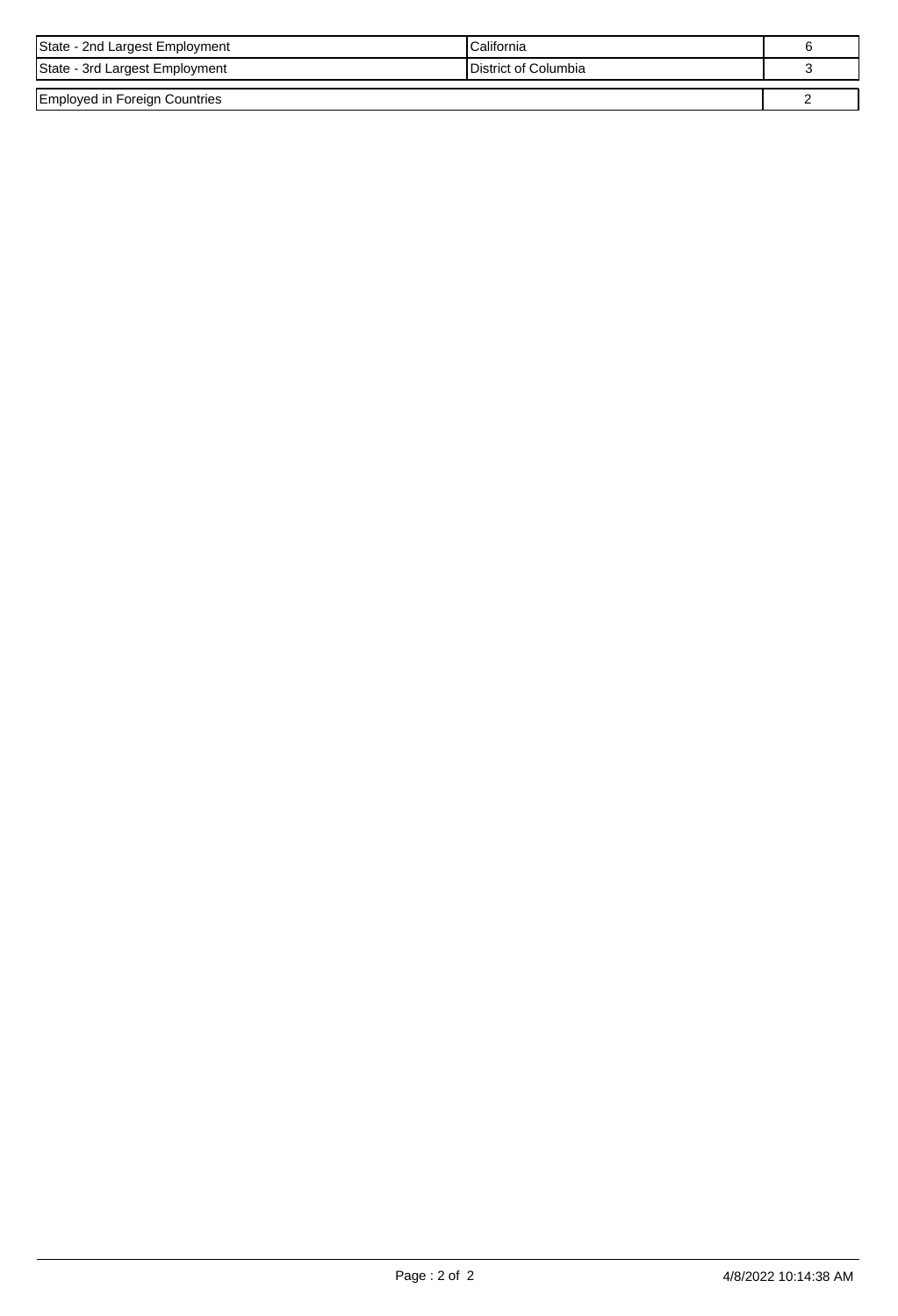| | | |
|---|---|---|
| State - 2nd Largest Employment | California | 6 |
| State - 3rd Largest Employment | District of Columbia | 3 |

| | |
|---|---|
| Employed in Foreign Countries | 2 |